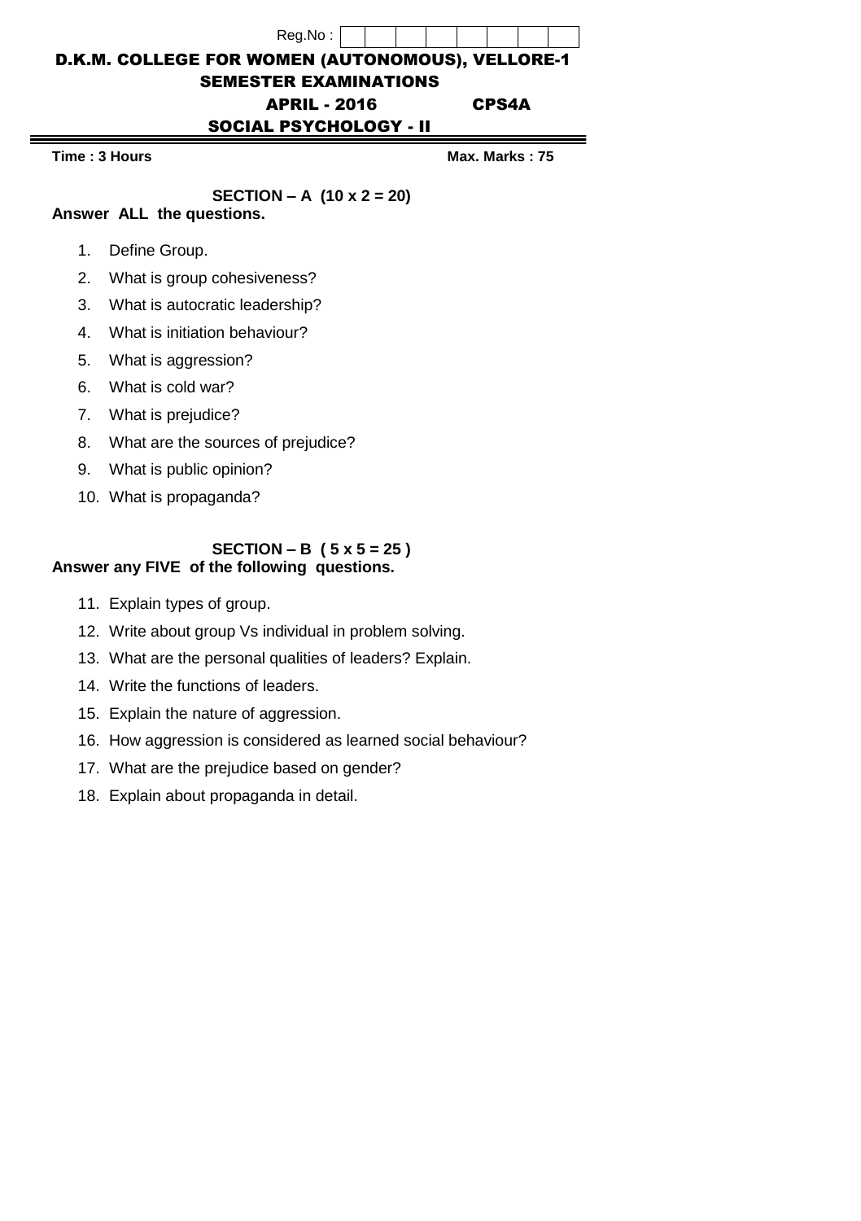Reg.No :

# D.K.M. COLLEGE FOR WOMEN (AUTONOMOUS), VELLORE-1

## SEMESTER EXAMINATIONS

## APRIL - 2016 CPS4A

## SOCIAL PSYCHOLOGY - II

**Time : 3 Hours** **Max. Marks : 75**

### SECTION – A (10 x 2 = 20)

**Answer ALL the questions.**

1. Define Group.
2. What is group cohesiveness?
3. What is autocratic leadership?
4. What is initiation behaviour?
5. What is aggression?
6. What is cold war?
7. What is prejudice?
8. What are the sources of prejudice?
9. What is public opinion?
10. What is propaganda?

### SECTION – B ( 5 x 5 = 25 )

**Answer any FIVE of the following questions.**

11. Explain types of group.
12. Write about group Vs individual in problem solving.
13. What are the personal qualities of leaders? Explain.
14. Write the functions of leaders.
15. Explain the nature of aggression.
16. How aggression is considered as learned social behaviour?
17. What are the prejudice based on gender?
18. Explain about propaganda in detail.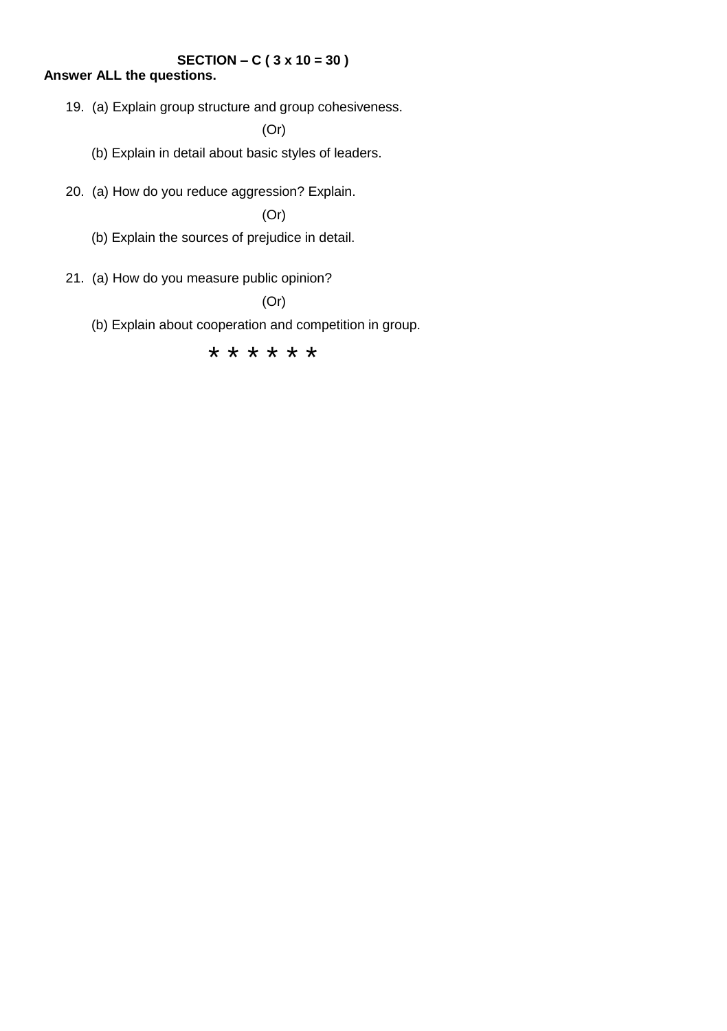## SECTION – C ( 3 x 10 = 30 )

**Answer ALL the questions.**

19. (a) Explain group structure and group cohesiveness.

(Or)

(b) Explain in detail about basic styles of leaders.

20. (a) How do you reduce aggression? Explain.

(Or)

(b) Explain the sources of prejudice in detail.

21. (a) How do you measure public opinion?

(Or)

(b) Explain about cooperation and competition in group.

* * * * * *